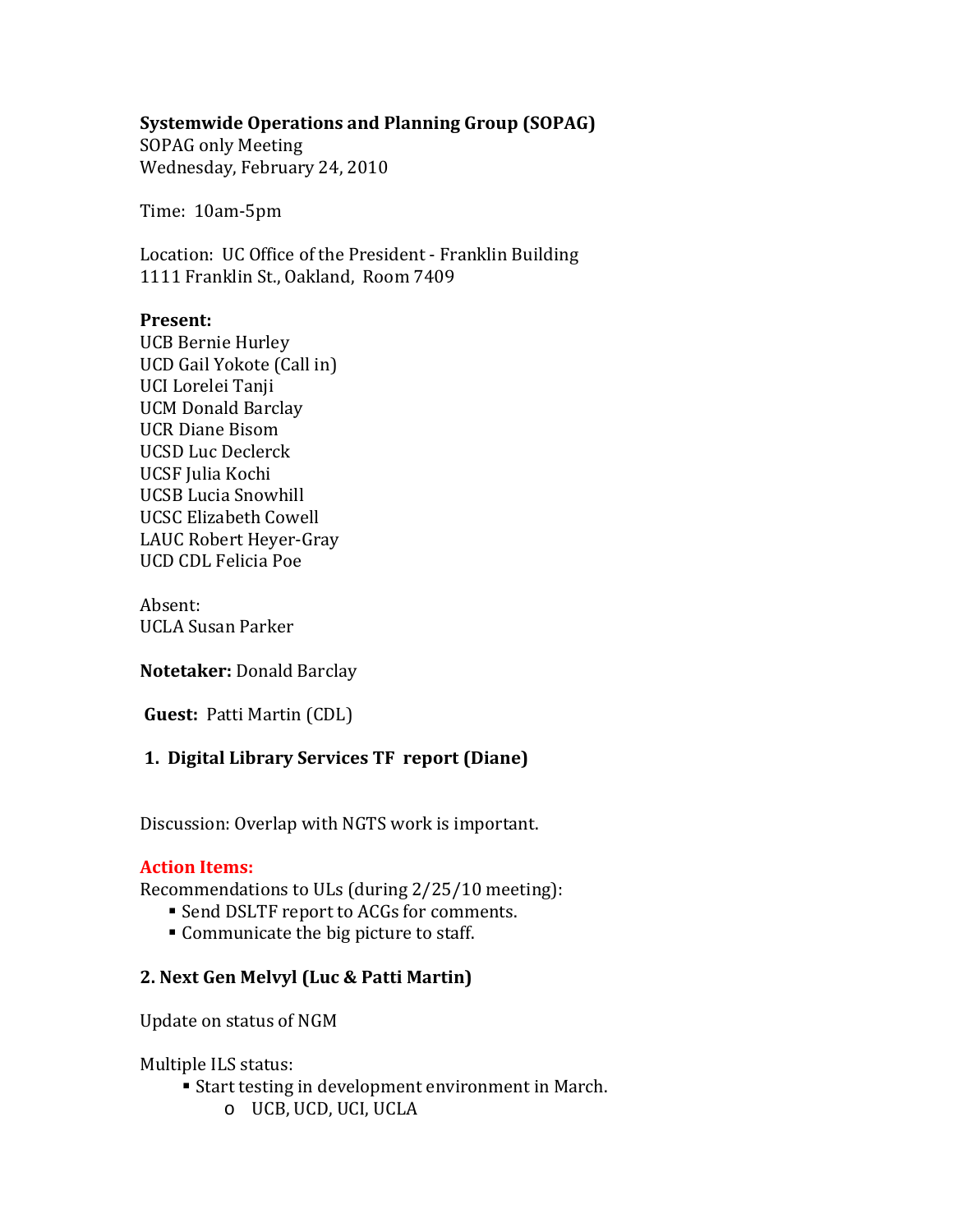**Systemwide Operations and Planning Group (SOPAG)**
SOPAG only Meeting
Wednesday, February 24, 2010

Time: 10am-5pm

Location: UC Office of the President - Franklin Building
1111 Franklin St., Oakland, Room 7409

**Present:**
UCB Bernie Hurley
UCD Gail Yokote (Call in)
UCI Lorelei Tanji
UCM Donald Barclay
UCR Diane Bisom
UCSD Luc Declerck
UCSF Julia Kochi
UCSB Lucia Snowhill
UCSC Elizabeth Cowell
LAUC Robert Heyer-Gray
UCD CDL Felicia Poe

Absent:
UCLA Susan Parker

**Notetaker:** Donald Barclay

**Guest:** Patti Martin (CDL)

**1. Digital Library Services TF report (Diane)**

Discussion: Overlap with NGTS work is important.

**Action Items:**
Recommendations to ULs (during 2/25/10 meeting):

- Send DSLTF report to ACGs for comments.
- Communicate the big picture to staff.

**2. Next Gen Melvyl (Luc & Patti Martin)**

Update on status of NGM

Multiple ILS status:

- Start testing in development environment in March.
  - UCB, UCD, UCI, UCLA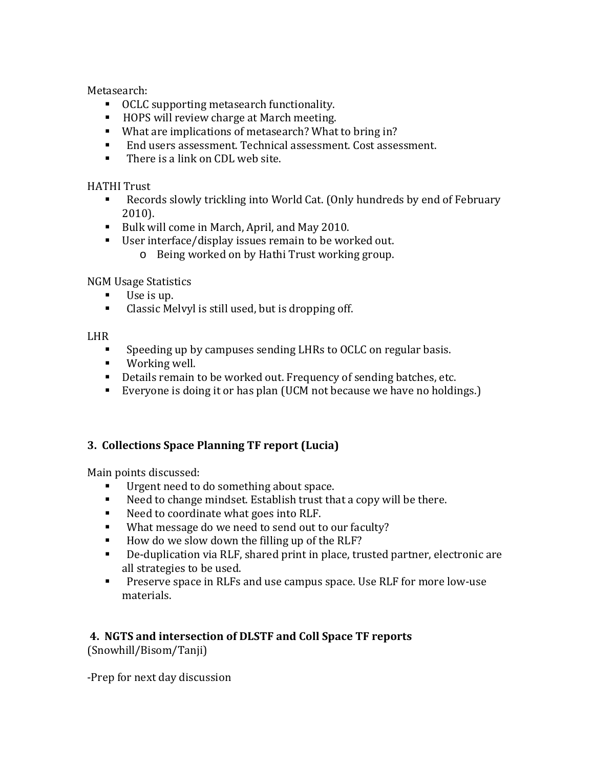Metasearch:

- OCLC supporting metasearch functionality.
- HOPS will review charge at March meeting.
- What are implications of metasearch? What to bring in?
- End users assessment. Technical assessment. Cost assessment.
- There is a link on CDL web site.

HATHI Trust

- Records slowly trickling into World Cat. (Only hundreds by end of February 2010).
- Bulk will come in March, April, and May 2010.
- User interface/display issues remain to be worked out.
  - Being worked on by Hathi Trust working group.

NGM Usage Statistics

- Use is up.
- Classic Melvyl is still used, but is dropping off.

LHR

- Speeding up by campuses sending LHRs to OCLC on regular basis.
- Working well.
- Details remain to be worked out. Frequency of sending batches, etc.
- Everyone is doing it or has plan (UCM not because we have no holdings.)

**3. Collections Space Planning TF report (Lucia)**

Main points discussed:

- Urgent need to do something about space.
- Need to change mindset. Establish trust that a copy will be there.
- Need to coordinate what goes into RLF.
- What message do we need to send out to our faculty?
- How do we slow down the filling up of the RLF?
- De-duplication via RLF, shared print in place, trusted partner, electronic are all strategies to be used.
- Preserve space in RLFs and use campus space. Use RLF for more low-use materials.

**4. NGTS and intersection of DLSTF and Coll Space TF reports**
(Snowhill/Bisom/Tanji)

-Prep for next day discussion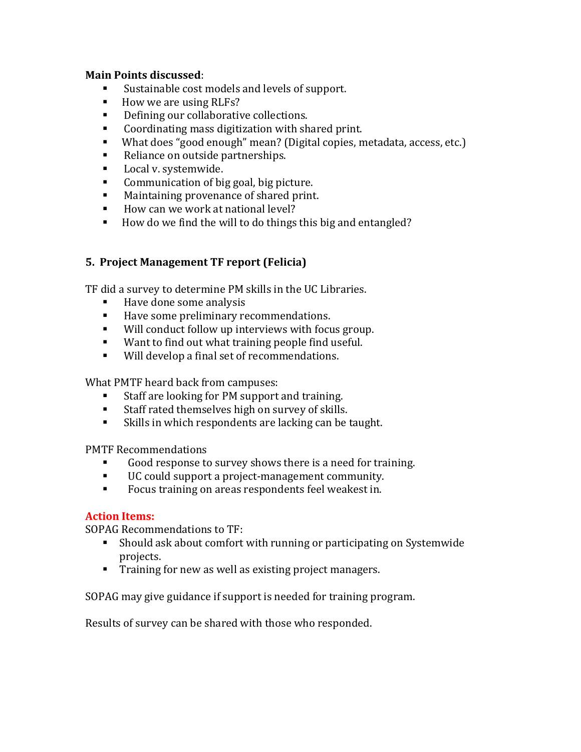**Main Points discussed**:

- Sustainable cost models and levels of support.
- How we are using RLFs?
- Defining our collaborative collections.
- Coordinating mass digitization with shared print.
- What does "good enough" mean? (Digital copies, metadata, access, etc.)
- Reliance on outside partnerships.
- Local v. systemwide.
- Communication of big goal, big picture.
- Maintaining provenance of shared print.
- How can we work at national level?
- How do we find the will to do things this big and entangled?

## 5. Project Management TF report (Felicia)

TF did a survey to determine PM skills in the UC Libraries.

- Have done some analysis
- Have some preliminary recommendations.
- Will conduct follow up interviews with focus group.
- Want to find out what training people find useful.
- Will develop a final set of recommendations.

What PMTF heard back from campuses:

- Staff are looking for PM support and training.
- Staff rated themselves high on survey of skills.
- Skills in which respondents are lacking can be taught.

PMTF Recommendations

- Good response to survey shows there is a need for training.
- UC could support a project-management community.
- Focus training on areas respondents feel weakest in.

**Action Items:**

SOPAG Recommendations to TF:

- Should ask about comfort with running or participating on Systemwide projects.
- Training for new as well as existing project managers.

SOPAG may give guidance if support is needed for training program.

Results of survey can be shared with those who responded.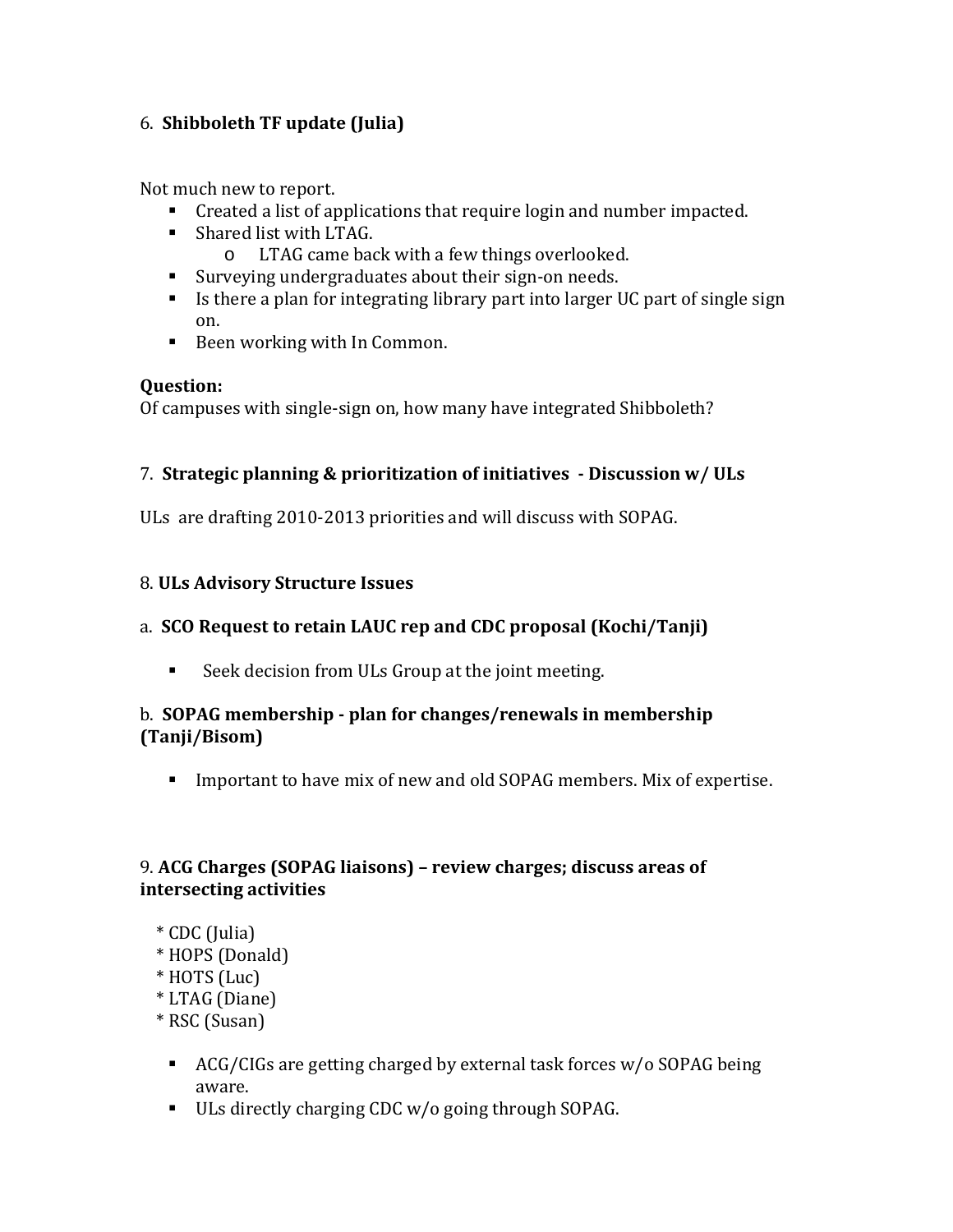6. **Shibboleth TF update (Julia)**

Not much new to report.

- Created a list of applications that require login and number impacted.
- Shared list with LTAG.
  - LTAG came back with a few things overlooked.
- Surveying undergraduates about their sign-on needs.
- Is there a plan for integrating library part into larger UC part of single sign on.
- Been working with In Common.

**Question:**
Of campuses with single-sign on, how many have integrated Shibboleth?

7. **Strategic planning & prioritization of initiatives - Discussion w/ ULs**

ULs are drafting 2010-2013 priorities and will discuss with SOPAG.

8. **ULs Advisory Structure Issues**

a. **SCO Request to retain LAUC rep and CDC proposal (Kochi/Tanji)**

- Seek decision from ULs Group at the joint meeting.

b. **SOPAG membership - plan for changes/renewals in membership (Tanji/Bisom)**

- Important to have mix of new and old SOPAG members. Mix of expertise.

9. **ACG Charges (SOPAG liaisons) – review charges; discuss areas of intersecting activities**

* CDC (Julia)
* HOPS (Donald)
* HOTS (Luc)
* LTAG (Diane)
* RSC (Susan)

- ACG/CIGs are getting charged by external task forces w/o SOPAG being aware.
- ULs directly charging CDC w/o going through SOPAG.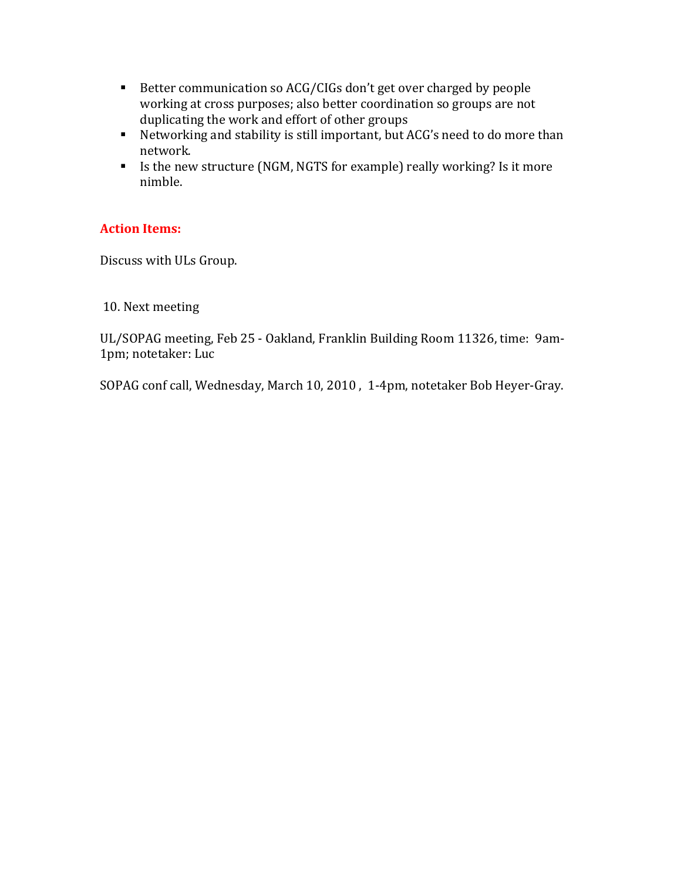- Better communication so ACG/CIGs don't get over charged by people working at cross purposes; also better coordination so groups are not duplicating the work and effort of other groups
- Networking and stability is still important, but ACG's need to do more than network.
- Is the new structure (NGM, NGTS for example) really working? Is it more nimble.

**Action Items:**

Discuss with ULs Group.

10. Next meeting

UL/SOPAG meeting, Feb 25 - Oakland, Franklin Building Room 11326, time: 9am-1pm; notetaker: Luc

SOPAG conf call, Wednesday, March 10, 2010 , 1-4pm, notetaker Bob Heyer-Gray.